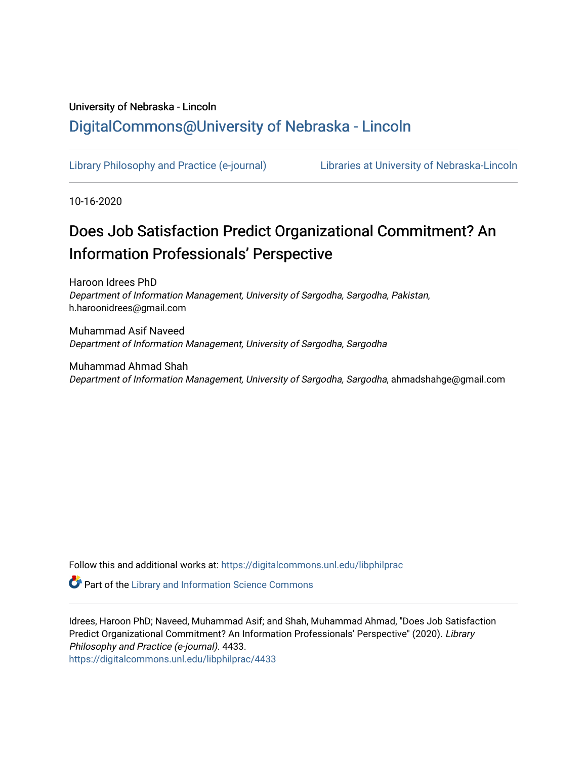University of Nebraska - Lincoln

DigitalCommons@University of Nebraska - Lincoln

Library Philosophy and Practice (e-journal) | Libraries at University of Nebraska-Lincoln

10-16-2020

# Does Job Satisfaction Predict Organizational Commitment? An Information Professionals' Perspective

Haroon Idrees PhD
*Department of Information Management, University of Sargodha, Sargodha, Pakistan*, h.haroonidrees@gmail.com

Muhammad Asif Naveed
*Department of Information Management, University of Sargodha, Sargodha*

Muhammad Ahmad Shah
*Department of Information Management, University of Sargodha, Sargodha*, ahmadshahge@gmail.com

Follow this and additional works at: https://digitalcommons.unl.edu/libphilprac

Part of the Library and Information Science Commons

Idrees, Haroon PhD; Naveed, Muhammad Asif; and Shah, Muhammad Ahmad, "Does Job Satisfaction Predict Organizational Commitment? An Information Professionals' Perspective" (2020). *Library Philosophy and Practice (e-journal)*. 4433.
https://digitalcommons.unl.edu/libphilprac/4433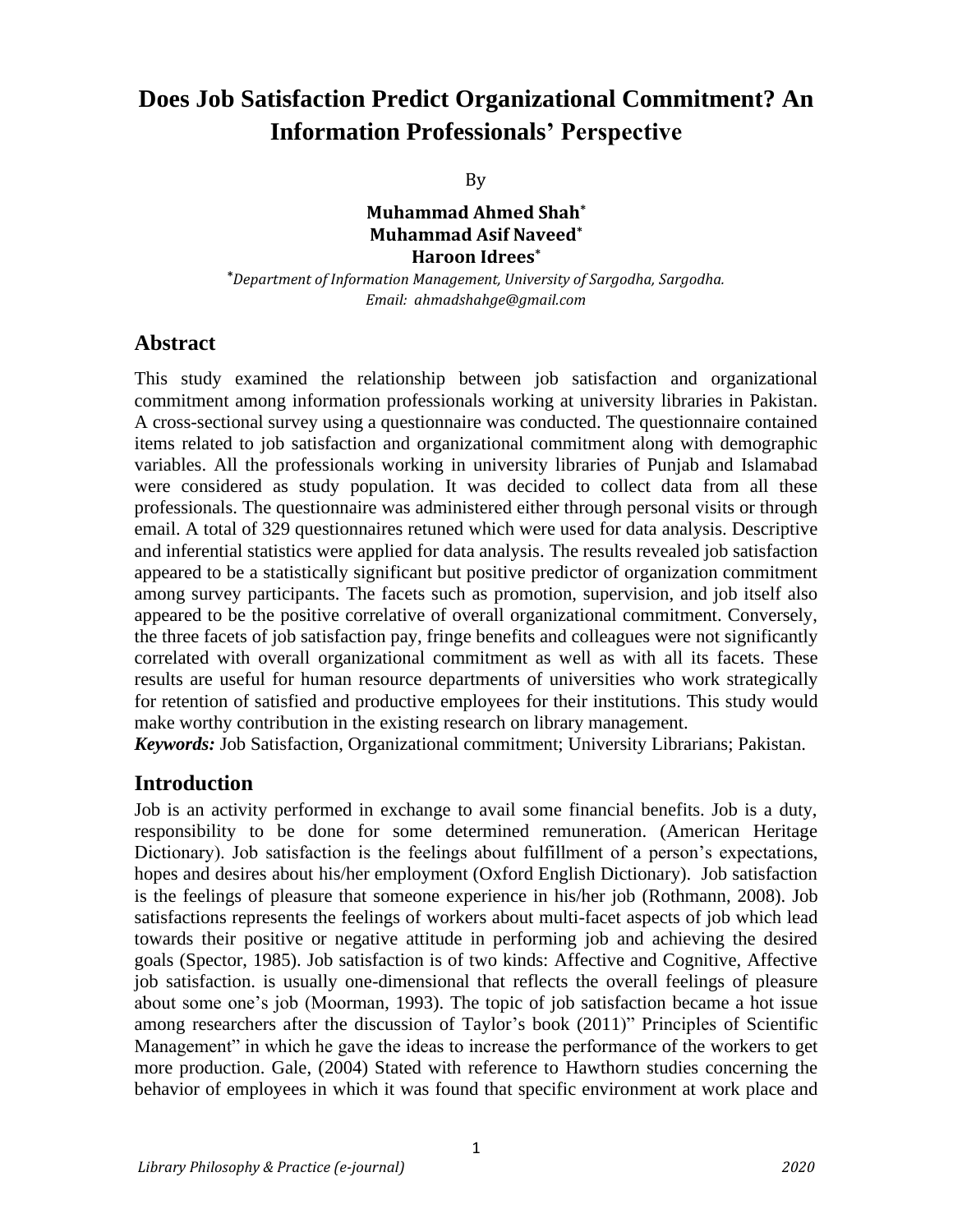# Does Job Satisfaction Predict Organizational Commitment? An Information Professionals' Perspective

By

**Muhammad Ahmed Shah***
**Muhammad Asif Naveed***
**Haroon Idrees***

**Department of Information Management, University of Sargodha, Sargodha.*
*Email: ahmadshahge@gmail.com*

## Abstract

This study examined the relationship between job satisfaction and organizational commitment among information professionals working at university libraries in Pakistan. A cross-sectional survey using a questionnaire was conducted. The questionnaire contained items related to job satisfaction and organizational commitment along with demographic variables. All the professionals working in university libraries of Punjab and Islamabad were considered as study population. It was decided to collect data from all these professionals. The questionnaire was administered either through personal visits or through email. A total of 329 questionnaires retuned which were used for data analysis. Descriptive and inferential statistics were applied for data analysis. The results revealed job satisfaction appeared to be a statistically significant but positive predictor of organization commitment among survey participants. The facets such as promotion, supervision, and job itself also appeared to be the positive correlative of overall organizational commitment. Conversely, the three facets of job satisfaction pay, fringe benefits and colleagues were not significantly correlated with overall organizational commitment as well as with all its facets. These results are useful for human resource departments of universities who work strategically for retention of satisfied and productive employees for their institutions. This study would make worthy contribution in the existing research on library management.

***Keywords:*** Job Satisfaction, Organizational commitment; University Librarians; Pakistan.

## Introduction

Job is an activity performed in exchange to avail some financial benefits. Job is a duty, responsibility to be done for some determined remuneration. (American Heritage Dictionary). Job satisfaction is the feelings about fulfillment of a person's expectations, hopes and desires about his/her employment (Oxford English Dictionary). Job satisfaction is the feelings of pleasure that someone experience in his/her job (Rothmann, 2008). Job satisfactions represents the feelings of workers about multi-facet aspects of job which lead towards their positive or negative attitude in performing job and achieving the desired goals (Spector, 1985). Job satisfaction is of two kinds: Affective and Cognitive, Affective job satisfaction. is usually one-dimensional that reflects the overall feelings of pleasure about some one's job (Moorman, 1993). The topic of job satisfaction became a hot issue among researchers after the discussion of Taylor's book (2011)" Principles of Scientific Management" in which he gave the ideas to increase the performance of the workers to get more production. Gale, (2004) Stated with reference to Hawthorn studies concerning the behavior of employees in which it was found that specific environment at work place and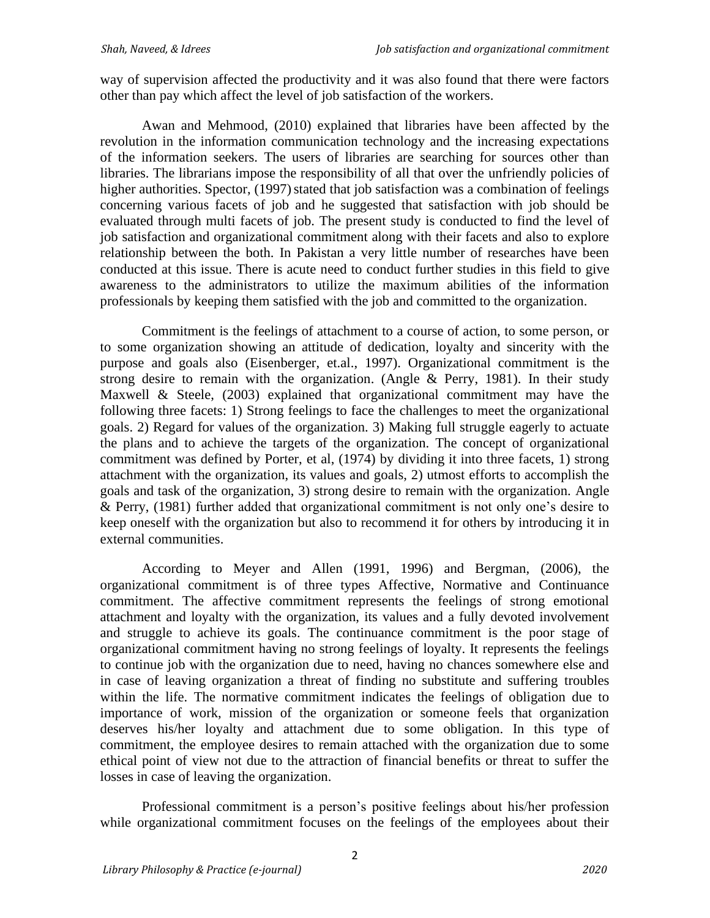way of supervision affected the productivity and it was also found that there were factors other than pay which affect the level of job satisfaction of the workers.

Awan and Mehmood, (2010) explained that libraries have been affected by the revolution in the information communication technology and the increasing expectations of the information seekers. The users of libraries are searching for sources other than libraries. The librarians impose the responsibility of all that over the unfriendly policies of higher authorities. Spector, (1997) stated that job satisfaction was a combination of feelings concerning various facets of job and he suggested that satisfaction with job should be evaluated through multi facets of job. The present study is conducted to find the level of job satisfaction and organizational commitment along with their facets and also to explore relationship between the both. In Pakistan a very little number of researches have been conducted at this issue. There is acute need to conduct further studies in this field to give awareness to the administrators to utilize the maximum abilities of the information professionals by keeping them satisfied with the job and committed to the organization.

Commitment is the feelings of attachment to a course of action, to some person, or to some organization showing an attitude of dedication, loyalty and sincerity with the purpose and goals also (Eisenberger, et.al., 1997). Organizational commitment is the strong desire to remain with the organization. (Angle & Perry, 1981). In their study Maxwell & Steele, (2003) explained that organizational commitment may have the following three facets: 1) Strong feelings to face the challenges to meet the organizational goals. 2) Regard for values of the organization. 3) Making full struggle eagerly to actuate the plans and to achieve the targets of the organization. The concept of organizational commitment was defined by Porter, et al, (1974) by dividing it into three facets, 1) strong attachment with the organization, its values and goals, 2) utmost efforts to accomplish the goals and task of the organization, 3) strong desire to remain with the organization. Angle & Perry, (1981) further added that organizational commitment is not only one's desire to keep oneself with the organization but also to recommend it for others by introducing it in external communities.

According to Meyer and Allen (1991, 1996) and Bergman, (2006), the organizational commitment is of three types Affective, Normative and Continuance commitment. The affective commitment represents the feelings of strong emotional attachment and loyalty with the organization, its values and a fully devoted involvement and struggle to achieve its goals. The continuance commitment is the poor stage of organizational commitment having no strong feelings of loyalty. It represents the feelings to continue job with the organization due to need, having no chances somewhere else and in case of leaving organization a threat of finding no substitute and suffering troubles within the life. The normative commitment indicates the feelings of obligation due to importance of work, mission of the organization or someone feels that organization deserves his/her loyalty and attachment due to some obligation. In this type of commitment, the employee desires to remain attached with the organization due to some ethical point of view not due to the attraction of financial benefits or threat to suffer the losses in case of leaving the organization.

Professional commitment is a person's positive feelings about his/her profession while organizational commitment focuses on the feelings of the employees about their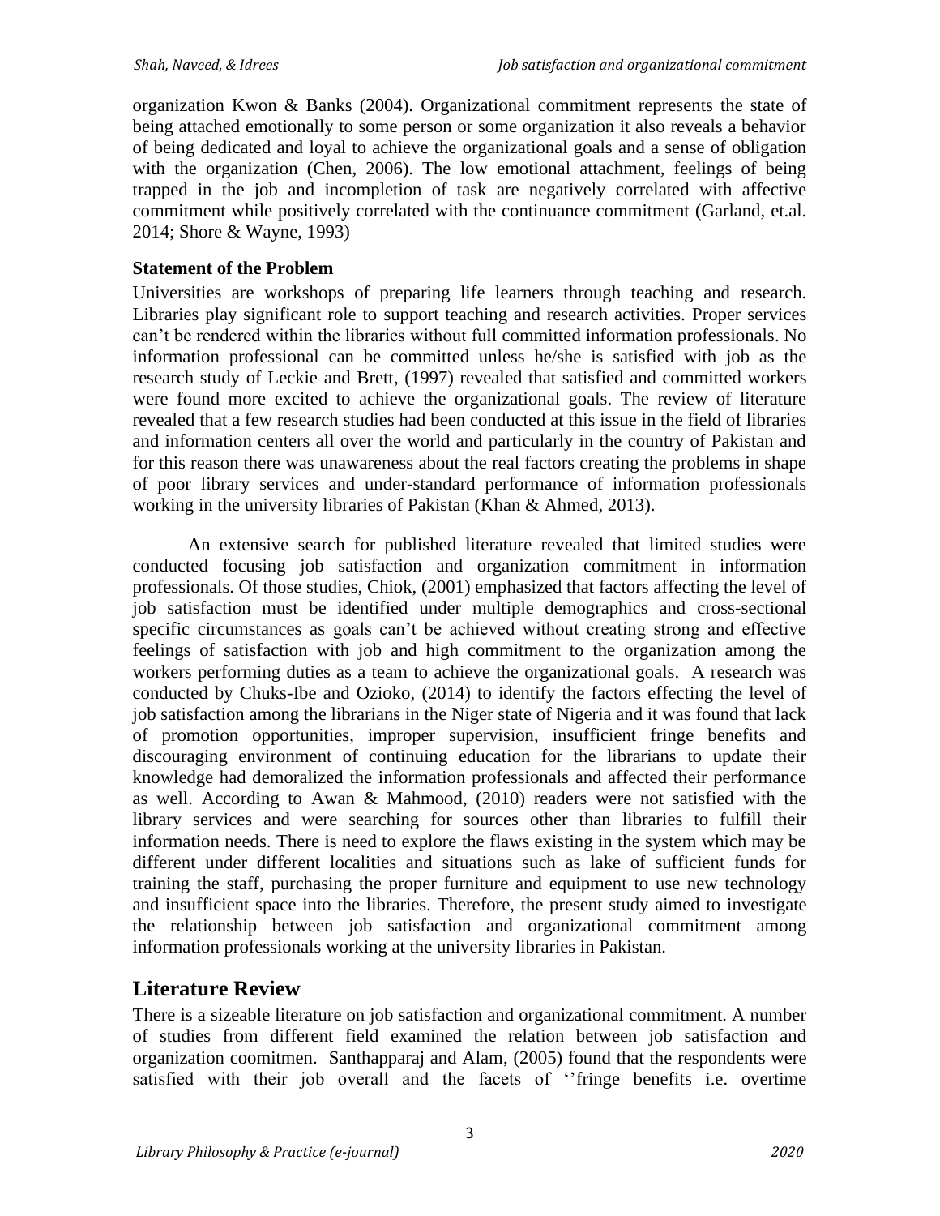organization Kwon & Banks (2004). Organizational commitment represents the state of being attached emotionally to some person or some organization it also reveals a behavior of being dedicated and loyal to achieve the organizational goals and a sense of obligation with the organization (Chen, 2006). The low emotional attachment, feelings of being trapped in the job and incompletion of task are negatively correlated with affective commitment while positively correlated with the continuance commitment (Garland, et.al. 2014; Shore & Wayne, 1993)

**Statement of the Problem**

Universities are workshops of preparing life learners through teaching and research. Libraries play significant role to support teaching and research activities. Proper services can't be rendered within the libraries without full committed information professionals. No information professional can be committed unless he/she is satisfied with job as the research study of Leckie and Brett, (1997) revealed that satisfied and committed workers were found more excited to achieve the organizational goals. The review of literature revealed that a few research studies had been conducted at this issue in the field of libraries and information centers all over the world and particularly in the country of Pakistan and for this reason there was unawareness about the real factors creating the problems in shape of poor library services and under-standard performance of information professionals working in the university libraries of Pakistan (Khan & Ahmed, 2013).

An extensive search for published literature revealed that limited studies were conducted focusing job satisfaction and organization commitment in information professionals. Of those studies, Chiok, (2001) emphasized that factors affecting the level of job satisfaction must be identified under multiple demographics and cross-sectional specific circumstances as goals can't be achieved without creating strong and effective feelings of satisfaction with job and high commitment to the organization among the workers performing duties as a team to achieve the organizational goals. A research was conducted by Chuks-Ibe and Ozioko, (2014) to identify the factors effecting the level of job satisfaction among the librarians in the Niger state of Nigeria and it was found that lack of promotion opportunities, improper supervision, insufficient fringe benefits and discouraging environment of continuing education for the librarians to update their knowledge had demoralized the information professionals and affected their performance as well. According to Awan & Mahmood, (2010) readers were not satisfied with the library services and were searching for sources other than libraries to fulfill their information needs. There is need to explore the flaws existing in the system which may be different under different localities and situations such as lake of sufficient funds for training the staff, purchasing the proper furniture and equipment to use new technology and insufficient space into the libraries. Therefore, the present study aimed to investigate the relationship between job satisfaction and organizational commitment among information professionals working at the university libraries in Pakistan.

## Literature Review

There is a sizeable literature on job satisfaction and organizational commitment. A number of studies from different field examined the relation between job satisfaction and organization coomitmen. Santhapparaj and Alam, (2005) found that the respondents were satisfied with their job overall and the facets of ''fringe benefits i.e. overtime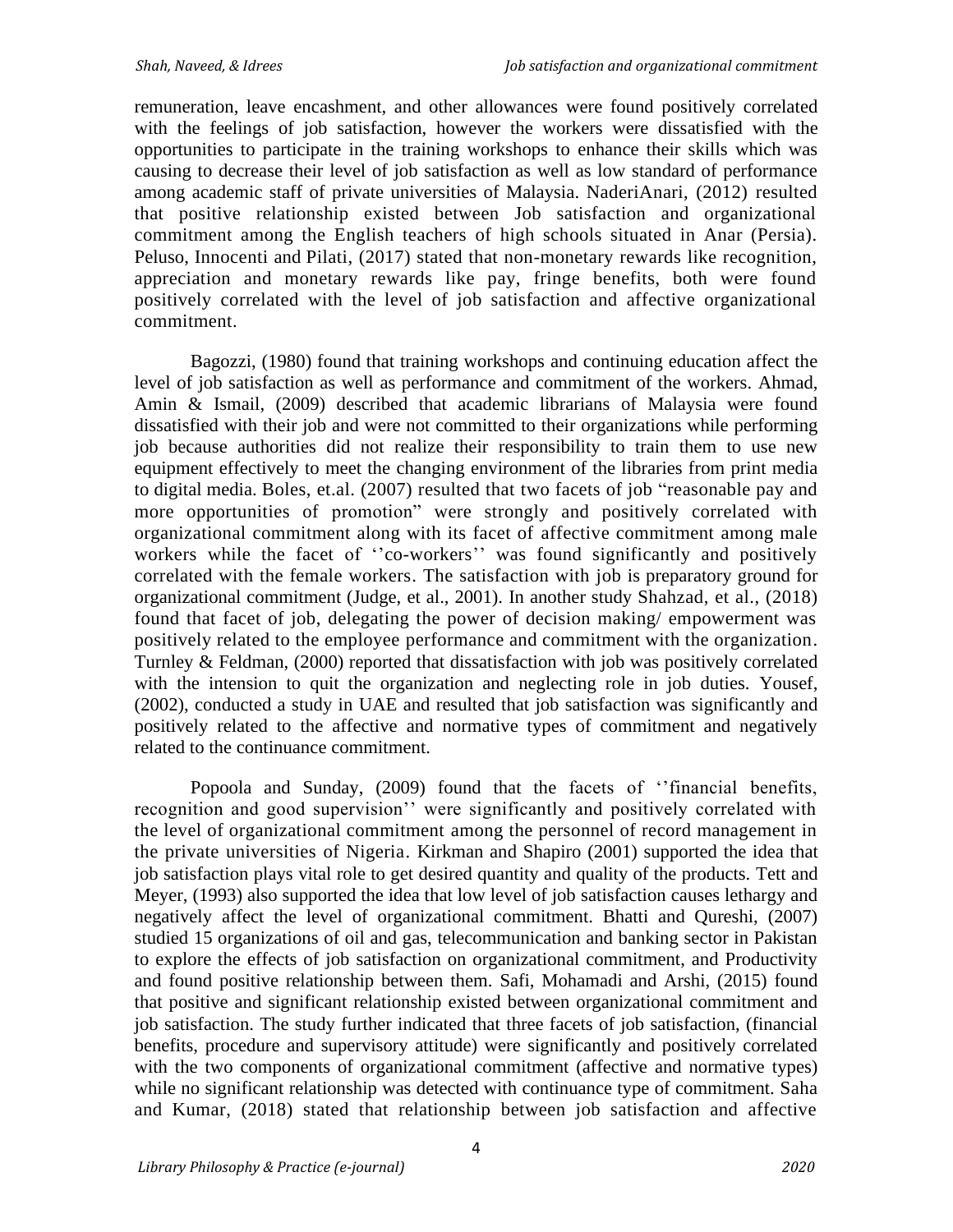remuneration, leave encashment, and other allowances were found positively correlated with the feelings of job satisfaction, however the workers were dissatisfied with the opportunities to participate in the training workshops to enhance their skills which was causing to decrease their level of job satisfaction as well as low standard of performance among academic staff of private universities of Malaysia. NaderiAnari, (2012) resulted that positive relationship existed between Job satisfaction and organizational commitment among the English teachers of high schools situated in Anar (Persia). Peluso, Innocenti and Pilati, (2017) stated that non-monetary rewards like recognition, appreciation and monetary rewards like pay, fringe benefits, both were found positively correlated with the level of job satisfaction and affective organizational commitment.

Bagozzi, (1980) found that training workshops and continuing education affect the level of job satisfaction as well as performance and commitment of the workers. Ahmad, Amin & Ismail, (2009) described that academic librarians of Malaysia were found dissatisfied with their job and were not committed to their organizations while performing job because authorities did not realize their responsibility to train them to use new equipment effectively to meet the changing environment of the libraries from print media to digital media. Boles, et.al. (2007) resulted that two facets of job "reasonable pay and more opportunities of promotion" were strongly and positively correlated with organizational commitment along with its facet of affective commitment among male workers while the facet of ''co-workers'' was found significantly and positively correlated with the female workers. The satisfaction with job is preparatory ground for organizational commitment (Judge, et al., 2001). In another study Shahzad, et al., (2018) found that facet of job, delegating the power of decision making/ empowerment was positively related to the employee performance and commitment with the organization. Turnley & Feldman, (2000) reported that dissatisfaction with job was positively correlated with the intension to quit the organization and neglecting role in job duties. Yousef, (2002), conducted a study in UAE and resulted that job satisfaction was significantly and positively related to the affective and normative types of commitment and negatively related to the continuance commitment.

Popoola and Sunday, (2009) found that the facets of ''financial benefits, recognition and good supervision'' were significantly and positively correlated with the level of organizational commitment among the personnel of record management in the private universities of Nigeria. Kirkman and Shapiro (2001) supported the idea that job satisfaction plays vital role to get desired quantity and quality of the products. Tett and Meyer, (1993) also supported the idea that low level of job satisfaction causes lethargy and negatively affect the level of organizational commitment. Bhatti and Qureshi, (2007) studied 15 organizations of oil and gas, telecommunication and banking sector in Pakistan to explore the effects of job satisfaction on organizational commitment, and Productivity and found positive relationship between them. Safi, Mohamadi and Arshi, (2015) found that positive and significant relationship existed between organizational commitment and job satisfaction. The study further indicated that three facets of job satisfaction, (financial benefits, procedure and supervisory attitude) were significantly and positively correlated with the two components of organizational commitment (affective and normative types) while no significant relationship was detected with continuance type of commitment. Saha and Kumar, (2018) stated that relationship between job satisfaction and affective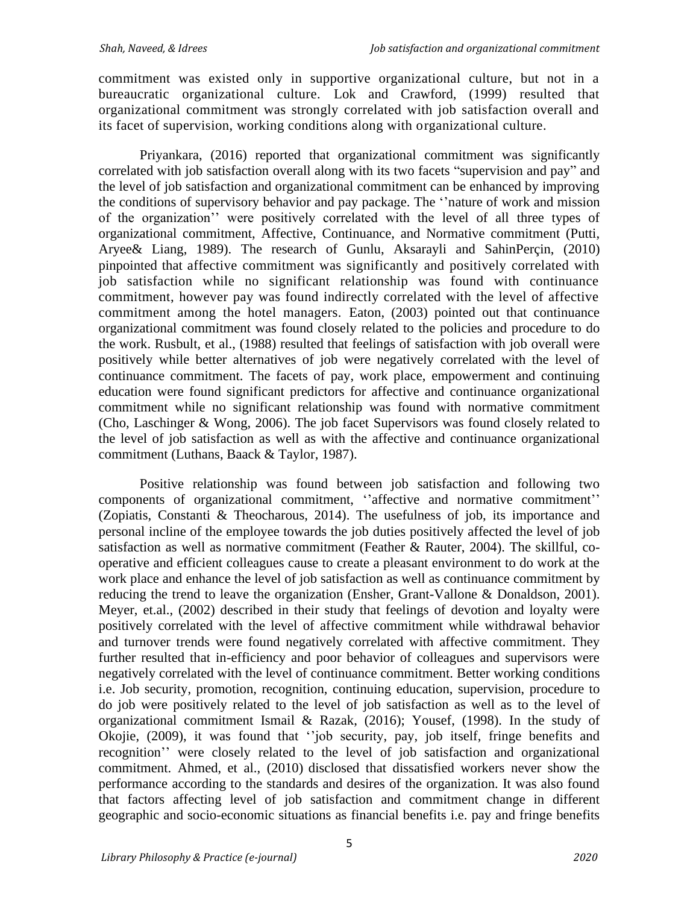commitment was existed only in supportive organizational culture, but not in a bureaucratic organizational culture. Lok and Crawford, (1999) resulted that organizational commitment was strongly correlated with job satisfaction overall and its facet of supervision, working conditions along with organizational culture.

Priyankara, (2016) reported that organizational commitment was significantly correlated with job satisfaction overall along with its two facets "supervision and pay" and the level of job satisfaction and organizational commitment can be enhanced by improving the conditions of supervisory behavior and pay package. The ''nature of work and mission of the organization'' were positively correlated with the level of all three types of organizational commitment, Affective, Continuance, and Normative commitment (Putti, Aryee& Liang, 1989). The research of Gunlu, Aksarayli and SahinPerçin, (2010) pinpointed that affective commitment was significantly and positively correlated with job satisfaction while no significant relationship was found with continuance commitment, however pay was found indirectly correlated with the level of affective commitment among the hotel managers. Eaton, (2003) pointed out that continuance organizational commitment was found closely related to the policies and procedure to do the work. Rusbult, et al., (1988) resulted that feelings of satisfaction with job overall were positively while better alternatives of job were negatively correlated with the level of continuance commitment. The facets of pay, work place, empowerment and continuing education were found significant predictors for affective and continuance organizational commitment while no significant relationship was found with normative commitment (Cho, Laschinger & Wong, 2006). The job facet Supervisors was found closely related to the level of job satisfaction as well as with the affective and continuance organizational commitment (Luthans, Baack & Taylor, 1987).

Positive relationship was found between job satisfaction and following two components of organizational commitment, ''affective and normative commitment'' (Zopiatis, Constanti & Theocharous, 2014). The usefulness of job, its importance and personal incline of the employee towards the job duties positively affected the level of job satisfaction as well as normative commitment (Feather & Rauter, 2004). The skillful, co-operative and efficient colleagues cause to create a pleasant environment to do work at the work place and enhance the level of job satisfaction as well as continuance commitment by reducing the trend to leave the organization (Ensher, Grant-Vallone & Donaldson, 2001). Meyer, et.al., (2002) described in their study that feelings of devotion and loyalty were positively correlated with the level of affective commitment while withdrawal behavior and turnover trends were found negatively correlated with affective commitment. They further resulted that in-efficiency and poor behavior of colleagues and supervisors were negatively correlated with the level of continuance commitment. Better working conditions i.e. Job security, promotion, recognition, continuing education, supervision, procedure to do job were positively related to the level of job satisfaction as well as to the level of organizational commitment Ismail & Razak, (2016); Yousef, (1998). In the study of Okojie, (2009), it was found that ''job security, pay, job itself, fringe benefits and recognition'' were closely related to the level of job satisfaction and organizational commitment. Ahmed, et al., (2010) disclosed that dissatisfied workers never show the performance according to the standards and desires of the organization. It was also found that factors affecting level of job satisfaction and commitment change in different geographic and socio-economic situations as financial benefits i.e. pay and fringe benefits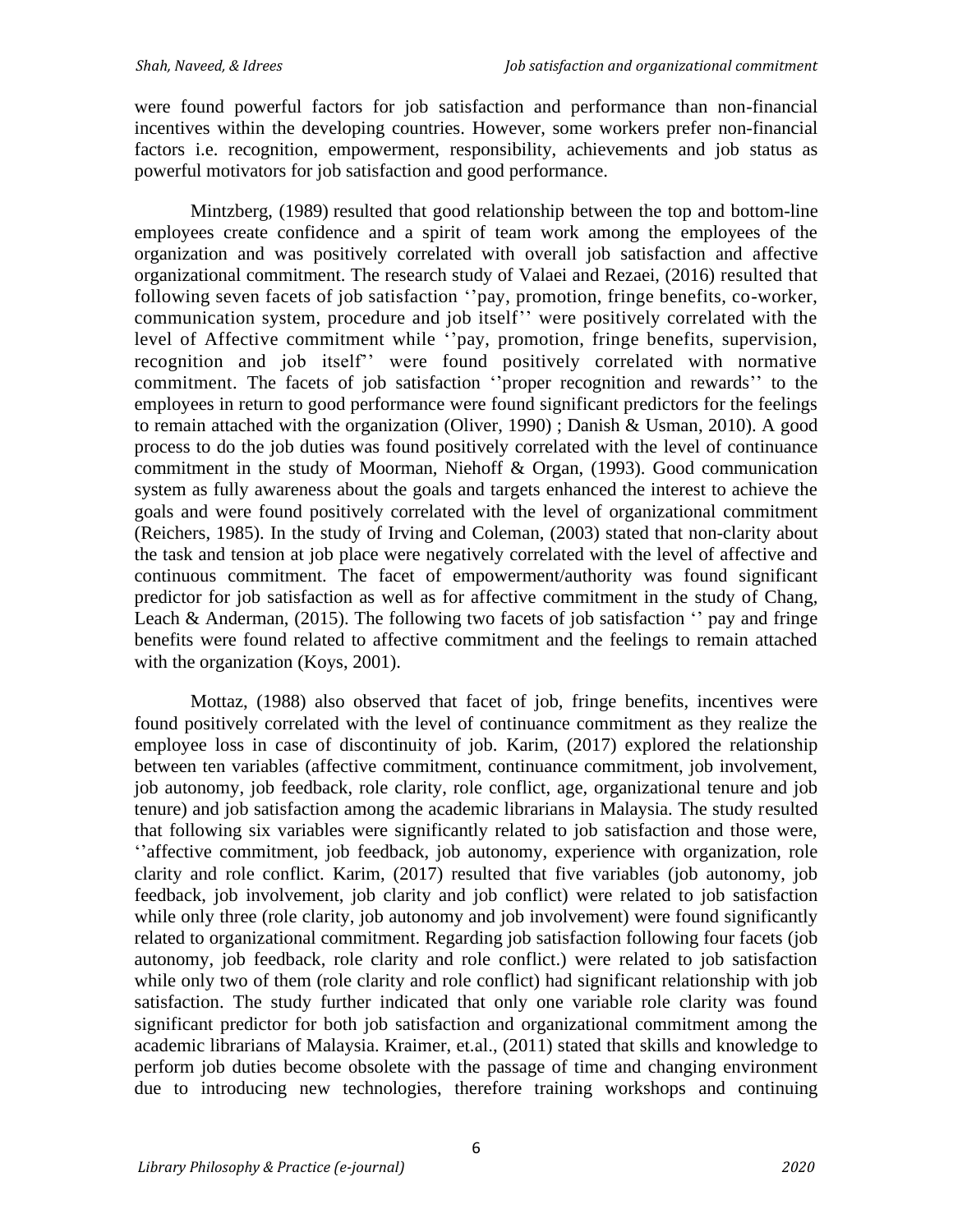were found powerful factors for job satisfaction and performance than non-financial incentives within the developing countries. However, some workers prefer non-financial factors i.e. recognition, empowerment, responsibility, achievements and job status as powerful motivators for job satisfaction and good performance.

Mintzberg, (1989) resulted that good relationship between the top and bottom-line employees create confidence and a spirit of team work among the employees of the organization and was positively correlated with overall job satisfaction and affective organizational commitment. The research study of Valaei and Rezaei, (2016) resulted that following seven facets of job satisfaction ''pay, promotion, fringe benefits, co-worker, communication system, procedure and job itself'' were positively correlated with the level of Affective commitment while ''pay, promotion, fringe benefits, supervision, recognition and job itself'' were found positively correlated with normative commitment. The facets of job satisfaction ''proper recognition and rewards'' to the employees in return to good performance were found significant predictors for the feelings to remain attached with the organization (Oliver, 1990) ; Danish & Usman, 2010). A good process to do the job duties was found positively correlated with the level of continuance commitment in the study of Moorman, Niehoff & Organ, (1993). Good communication system as fully awareness about the goals and targets enhanced the interest to achieve the goals and were found positively correlated with the level of organizational commitment (Reichers, 1985). In the study of Irving and Coleman, (2003) stated that non-clarity about the task and tension at job place were negatively correlated with the level of affective and continuous commitment. The facet of empowerment/authority was found significant predictor for job satisfaction as well as for affective commitment in the study of Chang, Leach & Anderman, (2015). The following two facets of job satisfaction '' pay and fringe benefits were found related to affective commitment and the feelings to remain attached with the organization (Koys, 2001).

Mottaz, (1988) also observed that facet of job, fringe benefits, incentives were found positively correlated with the level of continuance commitment as they realize the employee loss in case of discontinuity of job. Karim, (2017) explored the relationship between ten variables (affective commitment, continuance commitment, job involvement, job autonomy, job feedback, role clarity, role conflict, age, organizational tenure and job tenure) and job satisfaction among the academic librarians in Malaysia. The study resulted that following six variables were significantly related to job satisfaction and those were, ''affective commitment, job feedback, job autonomy, experience with organization, role clarity and role conflict. Karim, (2017) resulted that five variables (job autonomy, job feedback, job involvement, job clarity and job conflict) were related to job satisfaction while only three (role clarity, job autonomy and job involvement) were found significantly related to organizational commitment. Regarding job satisfaction following four facets (job autonomy, job feedback, role clarity and role conflict.) were related to job satisfaction while only two of them (role clarity and role conflict) had significant relationship with job satisfaction. The study further indicated that only one variable role clarity was found significant predictor for both job satisfaction and organizational commitment among the academic librarians of Malaysia. Kraimer, et.al., (2011) stated that skills and knowledge to perform job duties become obsolete with the passage of time and changing environment due to introducing new technologies, therefore training workshops and continuing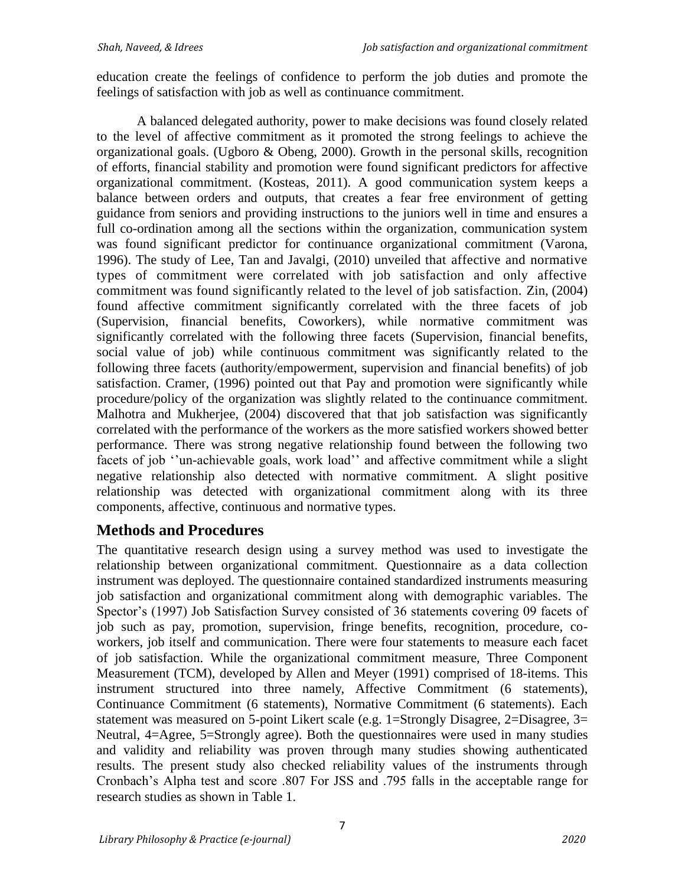education create the feelings of confidence to perform the job duties and promote the feelings of satisfaction with job as well as continuance commitment.

A balanced delegated authority, power to make decisions was found closely related to the level of affective commitment as it promoted the strong feelings to achieve the organizational goals. (Ugboro & Obeng, 2000). Growth in the personal skills, recognition of efforts, financial stability and promotion were found significant predictors for affective organizational commitment. (Kosteas, 2011). A good communication system keeps a balance between orders and outputs, that creates a fear free environment of getting guidance from seniors and providing instructions to the juniors well in time and ensures a full co-ordination among all the sections within the organization, communication system was found significant predictor for continuance organizational commitment (Varona, 1996). The study of Lee, Tan and Javalgi, (2010) unveiled that affective and normative types of commitment were correlated with job satisfaction and only affective commitment was found significantly related to the level of job satisfaction. Zin, (2004) found affective commitment significantly correlated with the three facets of job (Supervision, financial benefits, Coworkers), while normative commitment was significantly correlated with the following three facets (Supervision, financial benefits, social value of job) while continuous commitment was significantly related to the following three facets (authority/empowerment, supervision and financial benefits) of job satisfaction. Cramer, (1996) pointed out that Pay and promotion were significantly while procedure/policy of the organization was slightly related to the continuance commitment. Malhotra and Mukherjee, (2004) discovered that that job satisfaction was significantly correlated with the performance of the workers as the more satisfied workers showed better performance. There was strong negative relationship found between the following two facets of job ''un-achievable goals, work load'' and affective commitment while a slight negative relationship also detected with normative commitment. A slight positive relationship was detected with organizational commitment along with its three components, affective, continuous and normative types.

## Methods and Procedures

The quantitative research design using a survey method was used to investigate the relationship between organizational commitment. Questionnaire as a data collection instrument was deployed. The questionnaire contained standardized instruments measuring job satisfaction and organizational commitment along with demographic variables. The Spector's (1997) Job Satisfaction Survey consisted of 36 statements covering 09 facets of job such as pay, promotion, supervision, fringe benefits, recognition, procedure, co-workers, job itself and communication. There were four statements to measure each facet of job satisfaction. While the organizational commitment measure, Three Component Measurement (TCM), developed by Allen and Meyer (1991) comprised of 18-items. This instrument structured into three namely, Affective Commitment (6 statements), Continuance Commitment (6 statements), Normative Commitment (6 statements). Each statement was measured on 5-point Likert scale (e.g. 1=Strongly Disagree, 2=Disagree, 3= Neutral, 4=Agree, 5=Strongly agree). Both the questionnaires were used in many studies and validity and reliability was proven through many studies showing authenticated results. The present study also checked reliability values of the instruments through Cronbach's Alpha test and score .807 For JSS and .795 falls in the acceptable range for research studies as shown in Table 1.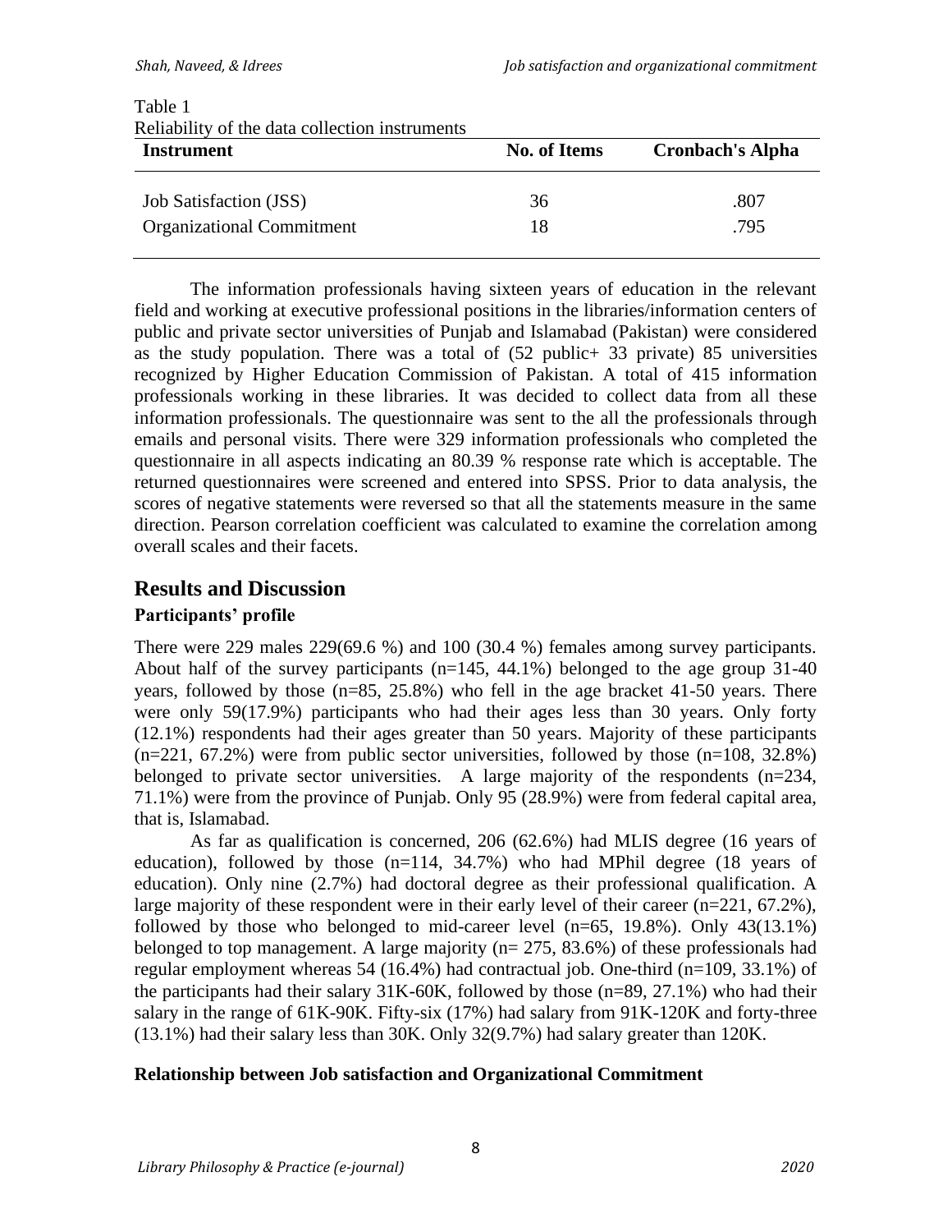Table 1
Reliability of the data collection instruments

| Instrument | No. of Items | Cronbach's Alpha |
|---|---|---|
| Job Satisfaction (JSS) | 36 | .807 |
| Organizational Commitment | 18 | .795 |

The information professionals having sixteen years of education in the relevant field and working at executive professional positions in the libraries/information centers of public and private sector universities of Punjab and Islamabad (Pakistan) were considered as the study population. There was a total of (52 public+ 33 private) 85 universities recognized by Higher Education Commission of Pakistan. A total of 415 information professionals working in these libraries. It was decided to collect data from all these information professionals. The questionnaire was sent to the all the professionals through emails and personal visits. There were 329 information professionals who completed the questionnaire in all aspects indicating an 80.39 % response rate which is acceptable. The returned questionnaires were screened and entered into SPSS. Prior to data analysis, the scores of negative statements were reversed so that all the statements measure in the same direction. Pearson correlation coefficient was calculated to examine the correlation among overall scales and their facets.

## Results and Discussion

### Participants' profile

There were 229 males 229(69.6 %) and 100 (30.4 %) females among survey participants. About half of the survey participants (n=145, 44.1%) belonged to the age group 31-40 years, followed by those (n=85, 25.8%) who fell in the age bracket 41-50 years. There were only 59(17.9%) participants who had their ages less than 30 years. Only forty (12.1%) respondents had their ages greater than 50 years. Majority of these participants (n=221, 67.2%) were from public sector universities, followed by those (n=108, 32.8%) belonged to private sector universities. A large majority of the respondents (n=234, 71.1%) were from the province of Punjab. Only 95 (28.9%) were from federal capital area, that is, Islamabad.

As far as qualification is concerned, 206 (62.6%) had MLIS degree (16 years of education), followed by those (n=114, 34.7%) who had MPhil degree (18 years of education). Only nine (2.7%) had doctoral degree as their professional qualification. A large majority of these respondent were in their early level of their career (n=221, 67.2%), followed by those who belonged to mid-career level (n=65, 19.8%). Only 43(13.1%) belonged to top management. A large majority (n= 275, 83.6%) of these professionals had regular employment whereas 54 (16.4%) had contractual job. One-third (n=109, 33.1%) of the participants had their salary 31K-60K, followed by those (n=89, 27.1%) who had their salary in the range of 61K-90K. Fifty-six (17%) had salary from 91K-120K and forty-three (13.1%) had their salary less than 30K. Only 32(9.7%) had salary greater than 120K.

### Relationship between Job satisfaction and Organizational Commitment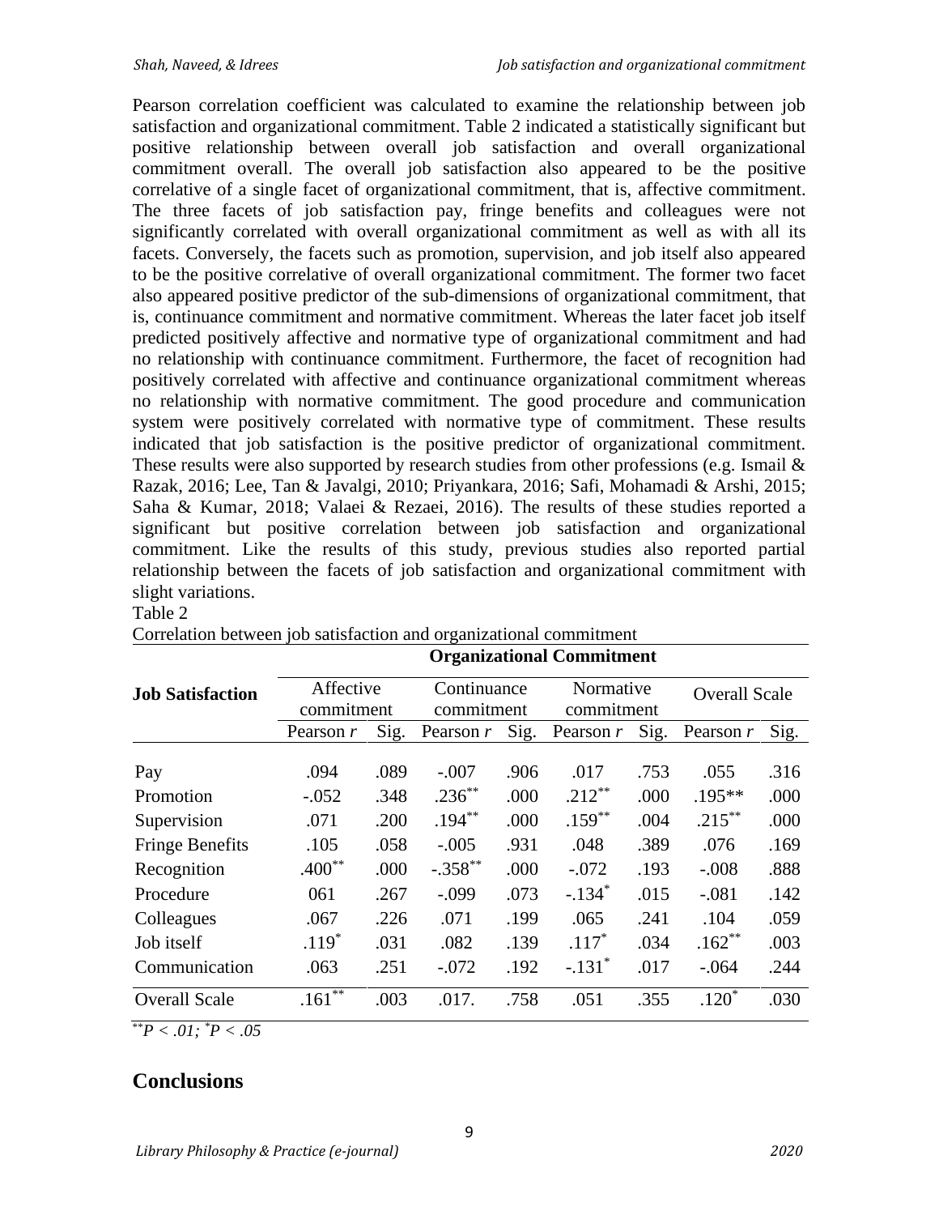Pearson correlation coefficient was calculated to examine the relationship between job satisfaction and organizational commitment. Table 2 indicated a statistically significant but positive relationship between overall job satisfaction and overall organizational commitment overall. The overall job satisfaction also appeared to be the positive correlative of a single facet of organizational commitment, that is, affective commitment. The three facets of job satisfaction pay, fringe benefits and colleagues were not significantly correlated with overall organizational commitment as well as with all its facets. Conversely, the facets such as promotion, supervision, and job itself also appeared to be the positive correlative of overall organizational commitment. The former two facet also appeared positive predictor of the sub-dimensions of organizational commitment, that is, continuance commitment and normative commitment. Whereas the later facet job itself predicted positively affective and normative type of organizational commitment and had no relationship with continuance commitment. Furthermore, the facet of recognition had positively correlated with affective and continuance organizational commitment whereas no relationship with normative commitment. The good procedure and communication system were positively correlated with normative type of commitment. These results indicated that job satisfaction is the positive predictor of organizational commitment. These results were also supported by research studies from other professions (e.g. Ismail & Razak, 2016; Lee, Tan & Javalgi, 2010; Priyankara, 2016; Safi, Mohamadi & Arshi, 2015; Saha & Kumar, 2018; Valaei & Rezaei, 2016). The results of these studies reported a significant but positive correlation between job satisfaction and organizational commitment. Like the results of this study, previous studies also reported partial relationship between the facets of job satisfaction and organizational commitment with slight variations.

Table 2
Correlation between job satisfaction and organizational commitment

| Job Satisfaction | Organizational Commitment | | | | | | | |
|---|---|---|---|---|---|---|---|---|
| | Affective commitment | | Continuance commitment | | Normative commitment | | Overall Scale | |
| | Pearson *r* | Sig. | Pearson *r* | Sig. | Pearson *r* | Sig. | Pearson *r* | Sig. |
| Pay | .094 | .089 | -.007 | .906 | .017 | .753 | .055 | .316 |
| Promotion | -.052 | .348 | .236** | .000 | .212** | .000 | .195** | .000 |
| Supervision | .071 | .200 | .194** | .000 | .159** | .004 | .215** | .000 |
| Fringe Benefits | .105 | .058 | -.005 | .931 | .048 | .389 | .076 | .169 |
| Recognition | .400** | .000 | -.358** | .000 | -.072 | .193 | -.008 | .888 |
| Procedure | 061 | .267 | -.099 | .073 | -.134* | .015 | -.081 | .142 |
| Colleagues | .067 | .226 | .071 | .199 | .065 | .241 | .104 | .059 |
| Job itself | .119* | .031 | .082 | .139 | .117* | .034 | .162** | .003 |
| Communication | .063 | .251 | -.072 | .192 | -.131* | .017 | -.064 | .244 |
| Overall Scale | .161** | .003 | .017. | .758 | .051 | .355 | .120* | .030 |

*\*\*P < .01; \*P < .05*

## Conclusions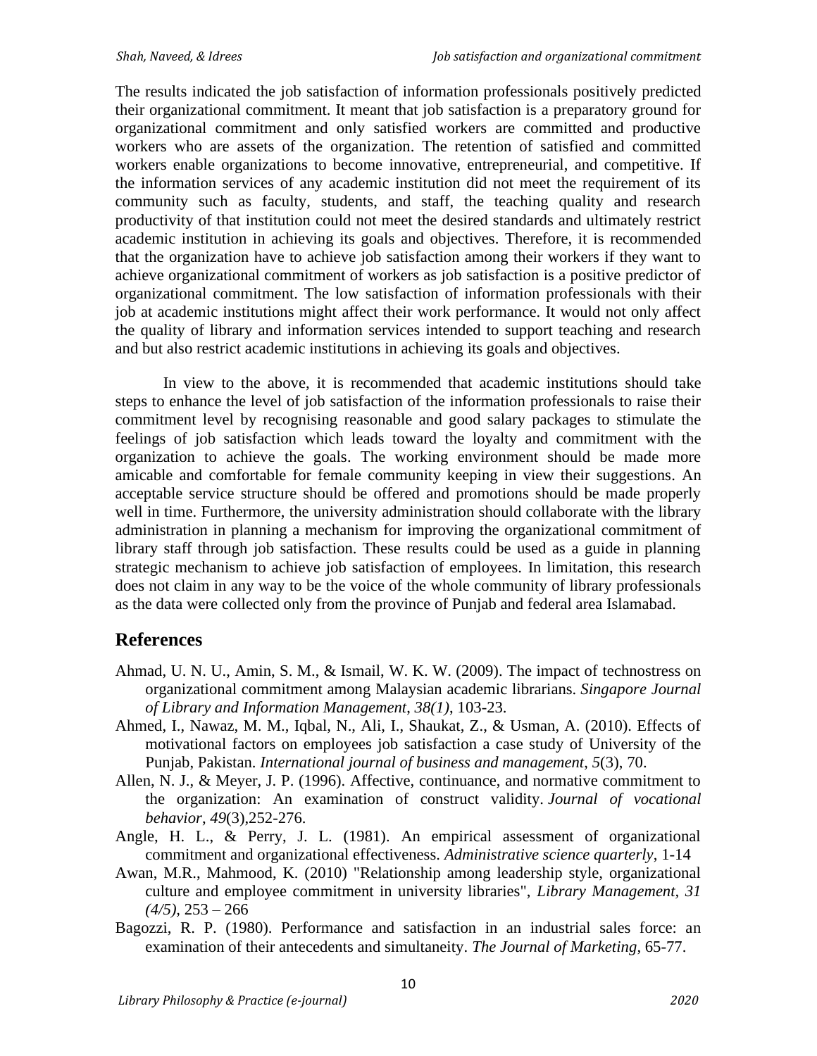The results indicated the job satisfaction of information professionals positively predicted their organizational commitment. It meant that job satisfaction is a preparatory ground for organizational commitment and only satisfied workers are committed and productive workers who are assets of the organization. The retention of satisfied and committed workers enable organizations to become innovative, entrepreneurial, and competitive. If the information services of any academic institution did not meet the requirement of its community such as faculty, students, and staff, the teaching quality and research productivity of that institution could not meet the desired standards and ultimately restrict academic institution in achieving its goals and objectives. Therefore, it is recommended that the organization have to achieve job satisfaction among their workers if they want to achieve organizational commitment of workers as job satisfaction is a positive predictor of organizational commitment. The low satisfaction of information professionals with their job at academic institutions might affect their work performance. It would not only affect the quality of library and information services intended to support teaching and research and but also restrict academic institutions in achieving its goals and objectives.

In view to the above, it is recommended that academic institutions should take steps to enhance the level of job satisfaction of the information professionals to raise their commitment level by recognising reasonable and good salary packages to stimulate the feelings of job satisfaction which leads toward the loyalty and commitment with the organization to achieve the goals. The working environment should be made more amicable and comfortable for female community keeping in view their suggestions. An acceptable service structure should be offered and promotions should be made properly well in time. Furthermore, the university administration should collaborate with the library administration in planning a mechanism for improving the organizational commitment of library staff through job satisfaction. These results could be used as a guide in planning strategic mechanism to achieve job satisfaction of employees. In limitation, this research does not claim in any way to be the voice of the whole community of library professionals as the data were collected only from the province of Punjab and federal area Islamabad.

## References

Ahmad, U. N. U., Amin, S. M., & Ismail, W. K. W. (2009). The impact of technostress on organizational commitment among Malaysian academic librarians. *Singapore Journal of Library and Information Management*, *38(1)*, 103-23.

Ahmed, I., Nawaz, M. M., Iqbal, N., Ali, I., Shaukat, Z., & Usman, A. (2010). Effects of motivational factors on employees job satisfaction a case study of University of the Punjab, Pakistan. *International journal of business and management*, *5*(3), 70.

Allen, N. J., & Meyer, J. P. (1996). Affective, continuance, and normative commitment to the organization: An examination of construct validity. *Journal of vocational behavior*, *49*(3),252-276.

Angle, H. L., & Perry, J. L. (1981). An empirical assessment of organizational commitment and organizational effectiveness. *Administrative science quarterly*, 1-14

Awan, M.R., Mahmood, K. (2010) "Relationship among leadership style, organizational culture and employee commitment in university libraries", *Library Management, 31 (4/5)*, 253 – 266

Bagozzi, R. P. (1980). Performance and satisfaction in an industrial sales force: an examination of their antecedents and simultaneity. *The Journal of Marketing*, 65-77.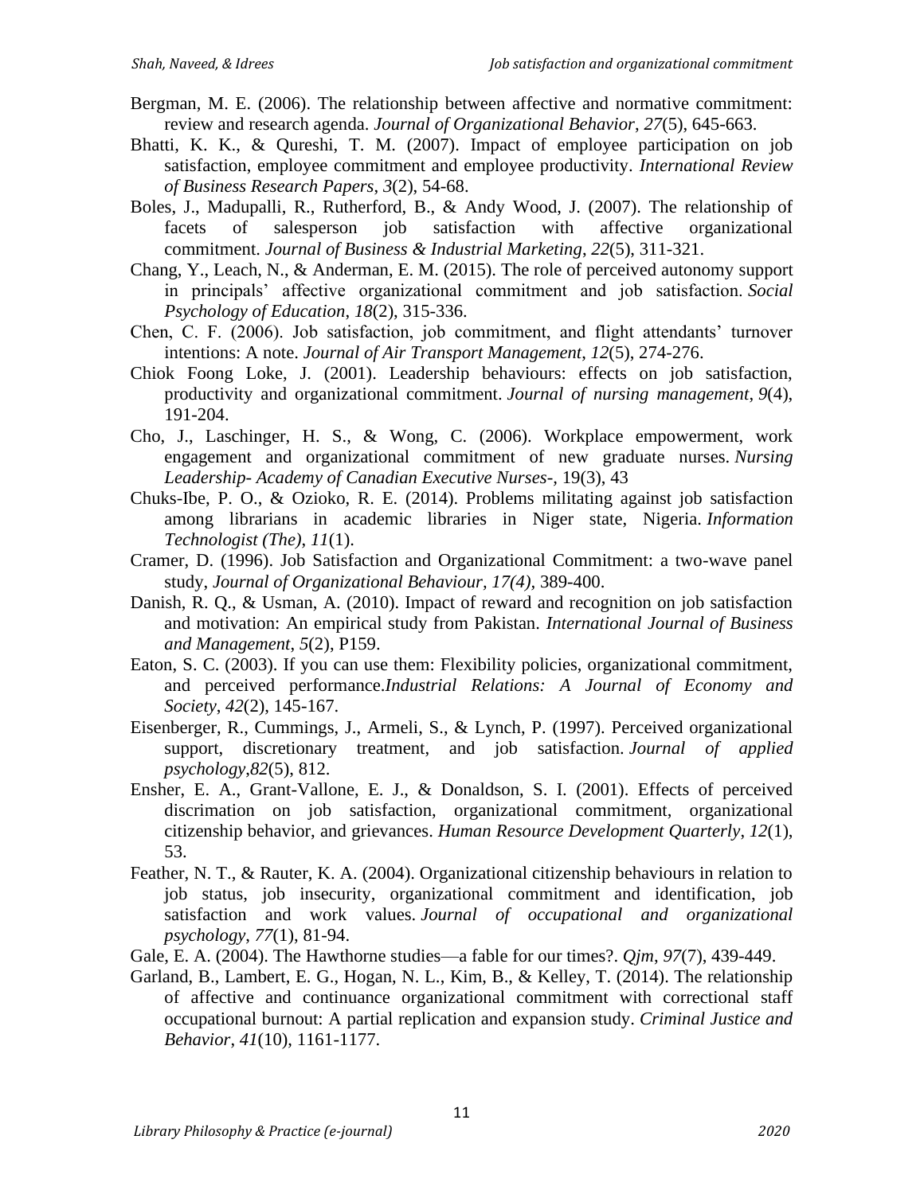Bergman, M. E. (2006). The relationship between affective and normative commitment: review and research agenda. *Journal of Organizational Behavior*, *27*(5), 645-663.

Bhatti, K. K., & Qureshi, T. M. (2007). Impact of employee participation on job satisfaction, employee commitment and employee productivity. *International Review of Business Research Papers*, *3*(2), 54-68.

Boles, J., Madupalli, R., Rutherford, B., & Andy Wood, J. (2007). The relationship of facets of salesperson job satisfaction with affective organizational commitment. *Journal of Business & Industrial Marketing*, *22*(5), 311-321.

Chang, Y., Leach, N., & Anderman, E. M. (2015). The role of perceived autonomy support in principals' affective organizational commitment and job satisfaction. *Social Psychology of Education*, *18*(2), 315-336.

Chen, C. F. (2006). Job satisfaction, job commitment, and flight attendants' turnover intentions: A note. *Journal of Air Transport Management*, *12*(5), 274-276.

Chiok Foong Loke, J. (2001). Leadership behaviours: effects on job satisfaction, productivity and organizational commitment. *Journal of nursing management*, *9*(4), 191-204.

Cho, J., Laschinger, H. S., & Wong, C. (2006). Workplace empowerment, work engagement and organizational commitment of new graduate nurses. *Nursing Leadership- Academy of Canadian Executive Nurses-*, 19(3), 43

Chuks-Ibe, P. O., & Ozioko, R. E. (2014). Problems militating against job satisfaction among librarians in academic libraries in Niger state, Nigeria. *Information Technologist (The)*, *11*(1).

Cramer, D. (1996). Job Satisfaction and Organizational Commitment: a two-wave panel study, *Journal of Organizational Behaviour, 17(4),* 389-400.

Danish, R. Q., & Usman, A. (2010). Impact of reward and recognition on job satisfaction and motivation: An empirical study from Pakistan. *International Journal of Business and Management*, *5*(2), P159.

Eaton, S. C. (2003). If you can use them: Flexibility policies, organizational commitment, and perceived performance.*Industrial Relations: A Journal of Economy and Society*, *42*(2), 145-167.

Eisenberger, R., Cummings, J., Armeli, S., & Lynch, P. (1997). Perceived organizational support, discretionary treatment, and job satisfaction. *Journal of applied psychology*,*82*(5), 812.

Ensher, E. A., Grant-Vallone, E. J., & Donaldson, S. I. (2001). Effects of perceived discrimation on job satisfaction, organizational commitment, organizational citizenship behavior, and grievances. *Human Resource Development Quarterly*, *12*(1), 53.

Feather, N. T., & Rauter, K. A. (2004). Organizational citizenship behaviours in relation to job status, job insecurity, organizational commitment and identification, job satisfaction and work values. *Journal of occupational and organizational psychology*, *77*(1), 81-94.

Gale, E. A. (2004). The Hawthorne studies—a fable for our times?. *Qjm*, *97*(7), 439-449.

Garland, B., Lambert, E. G., Hogan, N. L., Kim, B., & Kelley, T. (2014). The relationship of affective and continuance organizational commitment with correctional staff occupational burnout: A partial replication and expansion study. *Criminal Justice and Behavior*, *41*(10), 1161-1177.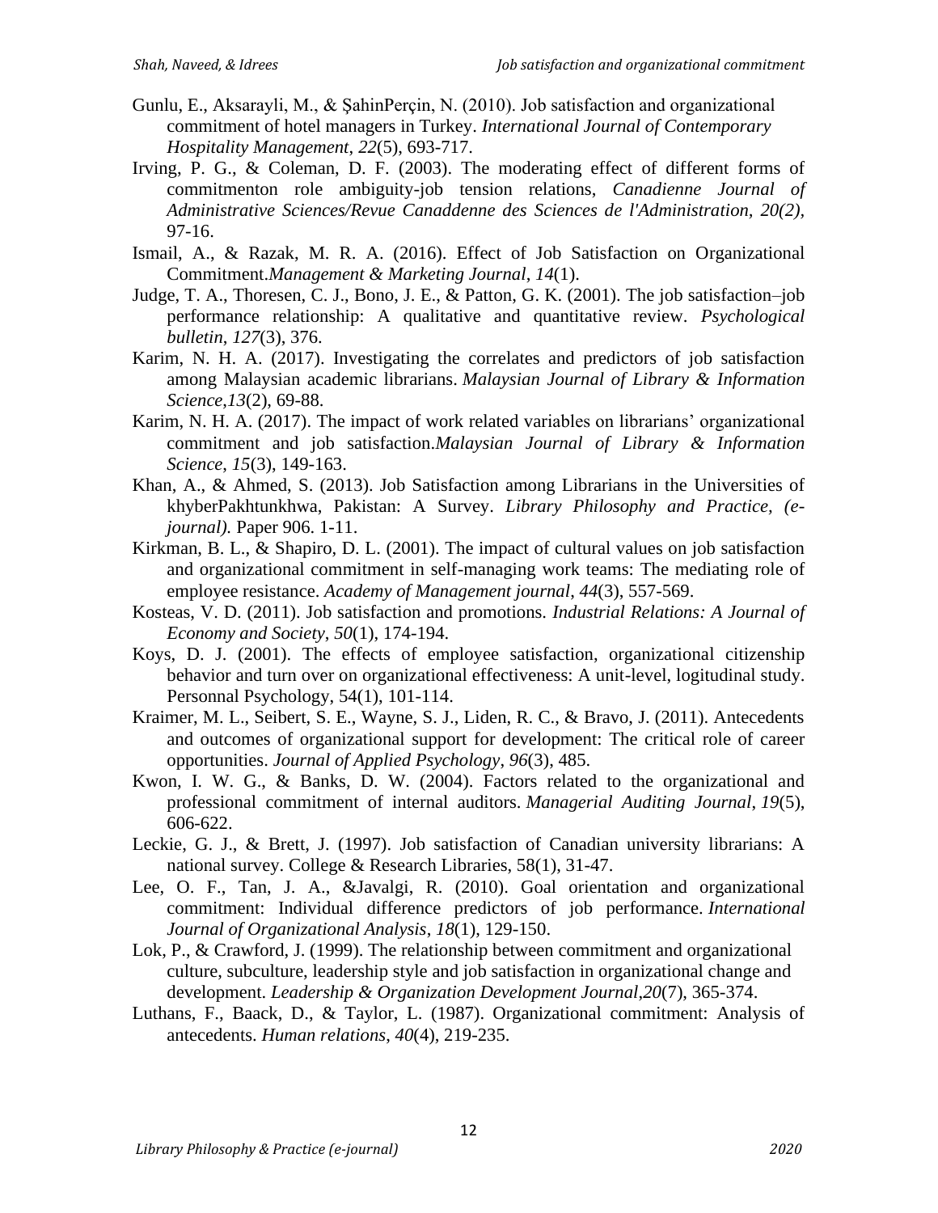Gunlu, E., Aksarayli, M., & ŞahinPerçin, N. (2010). Job satisfaction and organizational commitment of hotel managers in Turkey. *International Journal of Contemporary Hospitality Management*, *22*(5), 693-717.

Irving, P. G., & Coleman, D. F. (2003). The moderating effect of different forms of commitmenton role ambiguity-job tension relations, *Canadienne Journal of Administrative Sciences/Revue Canaddenne des Sciences de l'Administration, 20(2),* 97-16.

Ismail, A., & Razak, M. R. A. (2016). Effect of Job Satisfaction on Organizational Commitment.*Management & Marketing Journal*, *14*(1).

Judge, T. A., Thoresen, C. J., Bono, J. E., & Patton, G. K. (2001). The job satisfaction–job performance relationship: A qualitative and quantitative review. *Psychological bulletin*, *127*(3), 376.

Karim, N. H. A. (2017). Investigating the correlates and predictors of job satisfaction among Malaysian academic librarians. *Malaysian Journal of Library & Information Science*,*13*(2), 69-88.

Karim, N. H. A. (2017). The impact of work related variables on librarians' organizational commitment and job satisfaction.*Malaysian Journal of Library & Information Science*, *15*(3), 149-163.

Khan, A., & Ahmed, S. (2013). Job Satisfaction among Librarians in the Universities of khyberPakhtunkhwa, Pakistan: A Survey. *Library Philosophy and Practice, (e-journal).* Paper 906. 1-11.

Kirkman, B. L., & Shapiro, D. L. (2001). The impact of cultural values on job satisfaction and organizational commitment in self-managing work teams: The mediating role of employee resistance. *Academy of Management journal*, *44*(3), 557-569.

Kosteas, V. D. (2011). Job satisfaction and promotions. *Industrial Relations: A Journal of Economy and Society*, *50*(1), 174-194.

Koys, D. J. (2001). The effects of employee satisfaction, organizational citizenship behavior and turn over on organizational effectiveness: A unit-level, logitudinal study. Personnal Psychology, 54(1), 101-114.

Kraimer, M. L., Seibert, S. E., Wayne, S. J., Liden, R. C., & Bravo, J. (2011). Antecedents and outcomes of organizational support for development: The critical role of career opportunities. *Journal of Applied Psychology*, *96*(3), 485.

Kwon, I. W. G., & Banks, D. W. (2004). Factors related to the organizational and professional commitment of internal auditors. *Managerial Auditing Journal*, *19*(5), 606-622.

Leckie, G. J., & Brett, J. (1997). Job satisfaction of Canadian university librarians: A national survey. College & Research Libraries, 58(1), 31-47.

Lee, O. F., Tan, J. A., &Javalgi, R. (2010). Goal orientation and organizational commitment: Individual difference predictors of job performance. *International Journal of Organizational Analysis*, *18*(1), 129-150.

Lok, P., & Crawford, J. (1999). The relationship between commitment and organizational culture, subculture, leadership style and job satisfaction in organizational change and development. *Leadership & Organization Development Journal*,*20*(7), 365-374.

Luthans, F., Baack, D., & Taylor, L. (1987). Organizational commitment: Analysis of antecedents. *Human relations*, *40*(4), 219-235.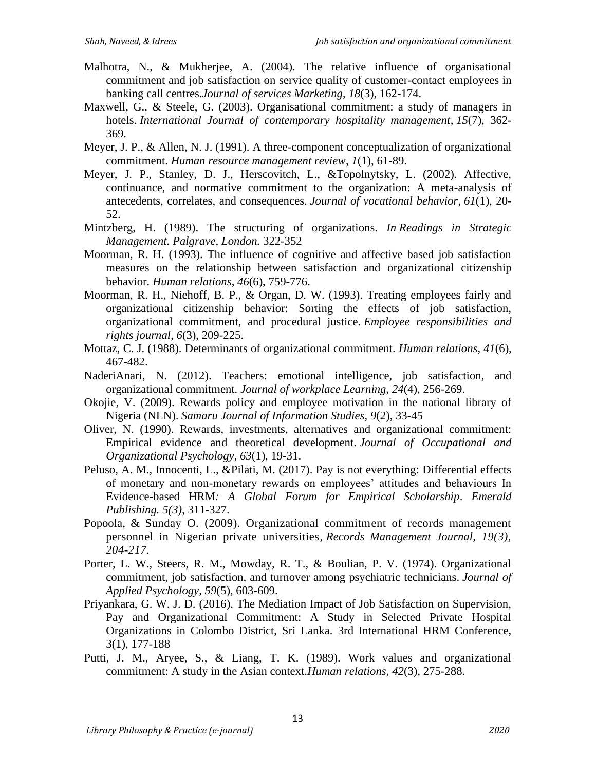Malhotra, N., & Mukherjee, A. (2004). The relative influence of organisational commitment and job satisfaction on service quality of customer-contact employees in banking call centres.*Journal of services Marketing*, *18*(3), 162-174.

Maxwell, G., & Steele, G. (2003). Organisational commitment: a study of managers in hotels. *International Journal of contemporary hospitality management*, *15*(7), 362-369.

Meyer, J. P., & Allen, N. J. (1991). A three-component conceptualization of organizational commitment. *Human resource management review*, *1*(1), 61-89.

Meyer, J. P., Stanley, D. J., Herscovitch, L., &Topolnytsky, L. (2002). Affective, continuance, and normative commitment to the organization: A meta-analysis of antecedents, correlates, and consequences. *Journal of vocational behavior*, *61*(1), 20-52.

Mintzberg, H. (1989). The structuring of organizations. *In Readings in Strategic Management. Palgrave, London.* 322-352

Moorman, R. H. (1993). The influence of cognitive and affective based job satisfaction measures on the relationship between satisfaction and organizational citizenship behavior. *Human relations*, *46*(6), 759-776.

Moorman, R. H., Niehoff, B. P., & Organ, D. W. (1993). Treating employees fairly and organizational citizenship behavior: Sorting the effects of job satisfaction, organizational commitment, and procedural justice. *Employee responsibilities and rights journal*, *6*(3), 209-225.

Mottaz, C. J. (1988). Determinants of organizational commitment. *Human relations*, *41*(6), 467-482.

NaderiAnari, N. (2012). Teachers: emotional intelligence, job satisfaction, and organizational commitment. *Journal of workplace Learning*, *24*(4), 256-269.

Okojie, V. (2009). Rewards policy and employee motivation in the national library of Nigeria (NLN). *Samaru Journal of Information Studies*, *9*(2), 33-45

Oliver, N. (1990). Rewards, investments, alternatives and organizational commitment: Empirical evidence and theoretical development. *Journal of Occupational and Organizational Psychology*, *63*(1), 19-31.

Peluso, A. M., Innocenti, L., &Pilati, M. (2017). Pay is not everything: Differential effects of monetary and non-monetary rewards on employees' attitudes and behaviours In Evidence-based HRM*: A Global Forum for Empirical Scholarship*. *Emerald Publishing. 5(3),* 311-327.

Popoola, & Sunday O. (2009). Organizational commitment of records management personnel in Nigerian private universities, *Records Management Journal, 19(3), 204-217.*

Porter, L. W., Steers, R. M., Mowday, R. T., & Boulian, P. V. (1974). Organizational commitment, job satisfaction, and turnover among psychiatric technicians. *Journal of Applied Psychology*, *59*(5), 603-609.

Priyankara, G. W. J. D. (2016). The Mediation Impact of Job Satisfaction on Supervision, Pay and Organizational Commitment: A Study in Selected Private Hospital Organizations in Colombo District, Sri Lanka. 3rd International HRM Conference, 3(1), 177-188

Putti, J. M., Aryee, S., & Liang, T. K. (1989). Work values and organizational commitment: A study in the Asian context.*Human relations*, *42*(3), 275-288.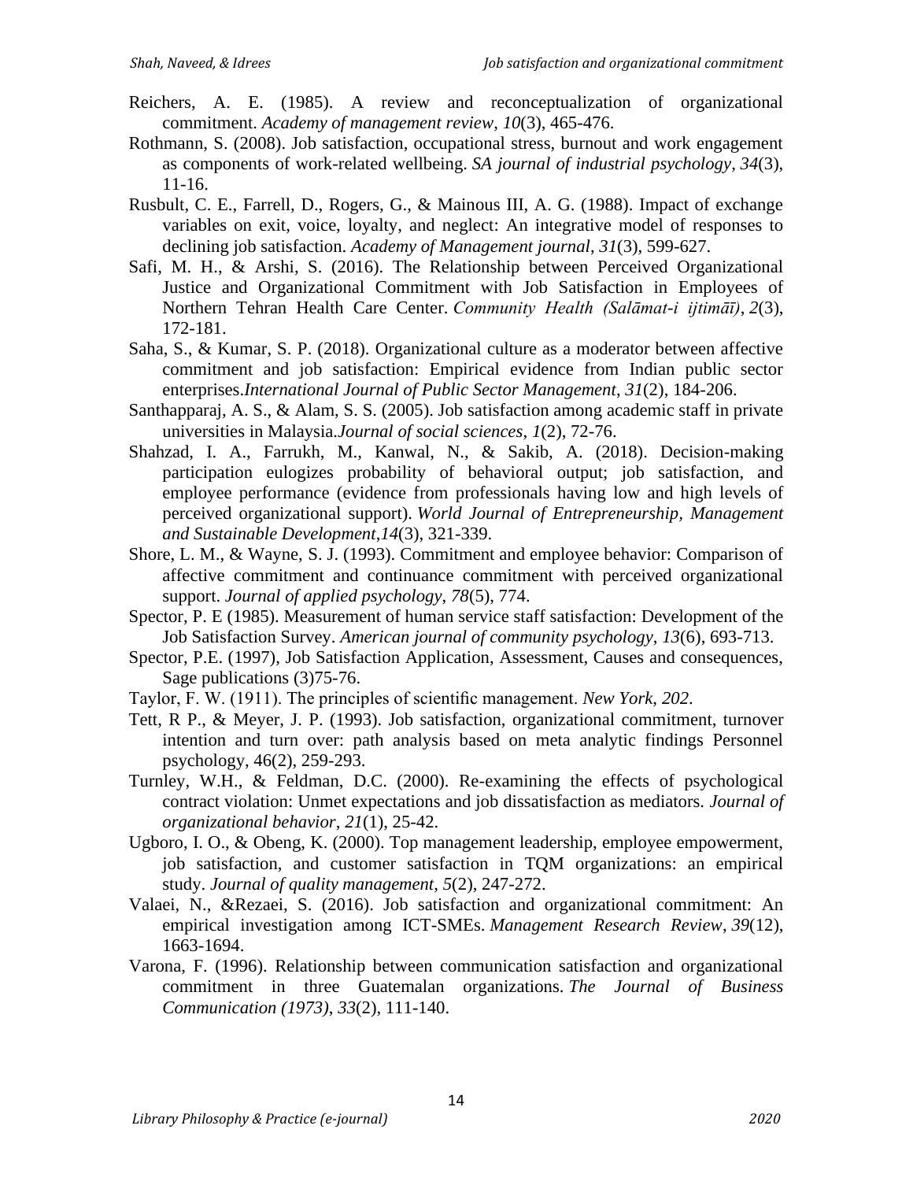Reichers, A. E. (1985). A review and reconceptualization of organizational commitment. *Academy of management review*, *10*(3), 465-476.

Rothmann, S. (2008). Job satisfaction, occupational stress, burnout and work engagement as components of work-related wellbeing. *SA journal of industrial psychology*, *34*(3), 11-16.

Rusbult, C. E., Farrell, D., Rogers, G., & Mainous III, A. G. (1988). Impact of exchange variables on exit, voice, loyalty, and neglect: An integrative model of responses to declining job satisfaction. *Academy of Management journal*, *31*(3), 599-627.

Safi, M. H., & Arshi, S. (2016). The Relationship between Perceived Organizational Justice and Organizational Commitment with Job Satisfaction in Employees of Northern Tehran Health Care Center. *Community Health (Salāmat-i ijtimāī)*, *2*(3), 172-181.

Saha, S., & Kumar, S. P. (2018). Organizational culture as a moderator between affective commitment and job satisfaction: Empirical evidence from Indian public sector enterprises.*International Journal of Public Sector Management*, *31*(2), 184-206.

Santhapparaj, A. S., & Alam, S. S. (2005). Job satisfaction among academic staff in private universities in Malaysia.*Journal of social sciences*, *1*(2), 72-76.

Shahzad, I. A., Farrukh, M., Kanwal, N., & Sakib, A. (2018). Decision-making participation eulogizes probability of behavioral output; job satisfaction, and employee performance (evidence from professionals having low and high levels of perceived organizational support). *World Journal of Entrepreneurship, Management and Sustainable Development*,*14*(3), 321-339.

Shore, L. M., & Wayne, S. J. (1993). Commitment and employee behavior: Comparison of affective commitment and continuance commitment with perceived organizational support. *Journal of applied psychology*, *78*(5), 774.

Spector, P. E (1985). Measurement of human service staff satisfaction: Development of the Job Satisfaction Survey. *American journal of community psychology*, *13*(6), 693-713.

Spector, P.E. (1997), Job Satisfaction Application, Assessment, Causes and consequences, Sage publications (3)75-76.

Taylor, F. W. (1911). The principles of scientific management. *New York*, *202*.

Tett, R P., & Meyer, J. P. (1993). Job satisfaction, organizational commitment, turnover intention and turn over: path analysis based on meta analytic findings Personnel psychology, 46(2), 259-293.

Turnley, W.H., & Feldman, D.C. (2000). Re-examining the effects of psychological contract violation: Unmet expectations and job dissatisfaction as mediators. *Journal of organizational behavior*, *21*(1), 25-42.

Ugboro, I. O., & Obeng, K. (2000). Top management leadership, employee empowerment, job satisfaction, and customer satisfaction in TQM organizations: an empirical study. *Journal of quality management*, *5*(2), 247-272.

Valaei, N., &Rezaei, S. (2016). Job satisfaction and organizational commitment: An empirical investigation among ICT-SMEs. *Management Research Review*, *39*(12), 1663-1694.

Varona, F. (1996). Relationship between communication satisfaction and organizational commitment in three Guatemalan organizations. *The Journal of Business Communication (1973)*, *33*(2), 111-140.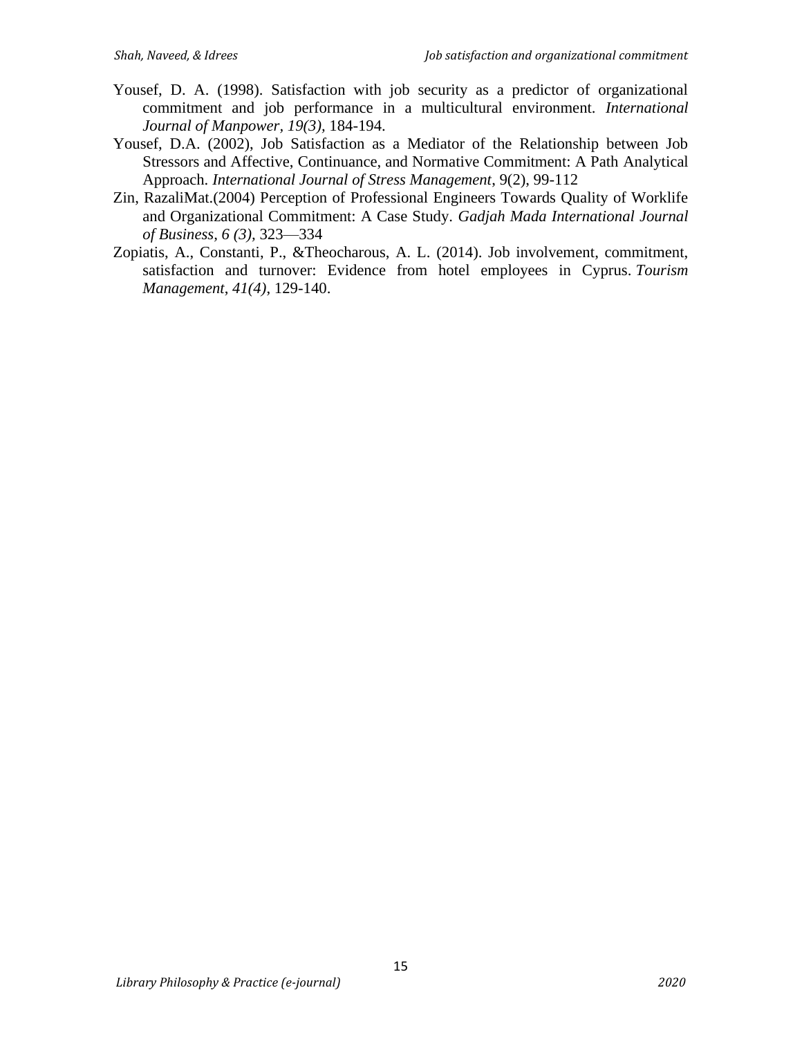Yousef, D. A. (1998). Satisfaction with job security as a predictor of organizational commitment and job performance in a multicultural environment. *International Journal of Manpower*, *19(3)*, 184-194.

Yousef, D.A. (2002), Job Satisfaction as a Mediator of the Relationship between Job Stressors and Affective, Continuance, and Normative Commitment: A Path Analytical Approach. *International Journal of Stress Management*, 9(2), 99-112

Zin, RazaliMat.(2004) Perception of Professional Engineers Towards Quality of Worklife and Organizational Commitment: A Case Study. *Gadjah Mada International Journal of Business*, *6 (3)*, 323—334

Zopiatis, A., Constanti, P., &Theocharous, A. L. (2014). Job involvement, commitment, satisfaction and turnover: Evidence from hotel employees in Cyprus. *Tourism Management*, *41(4)*, 129-140.